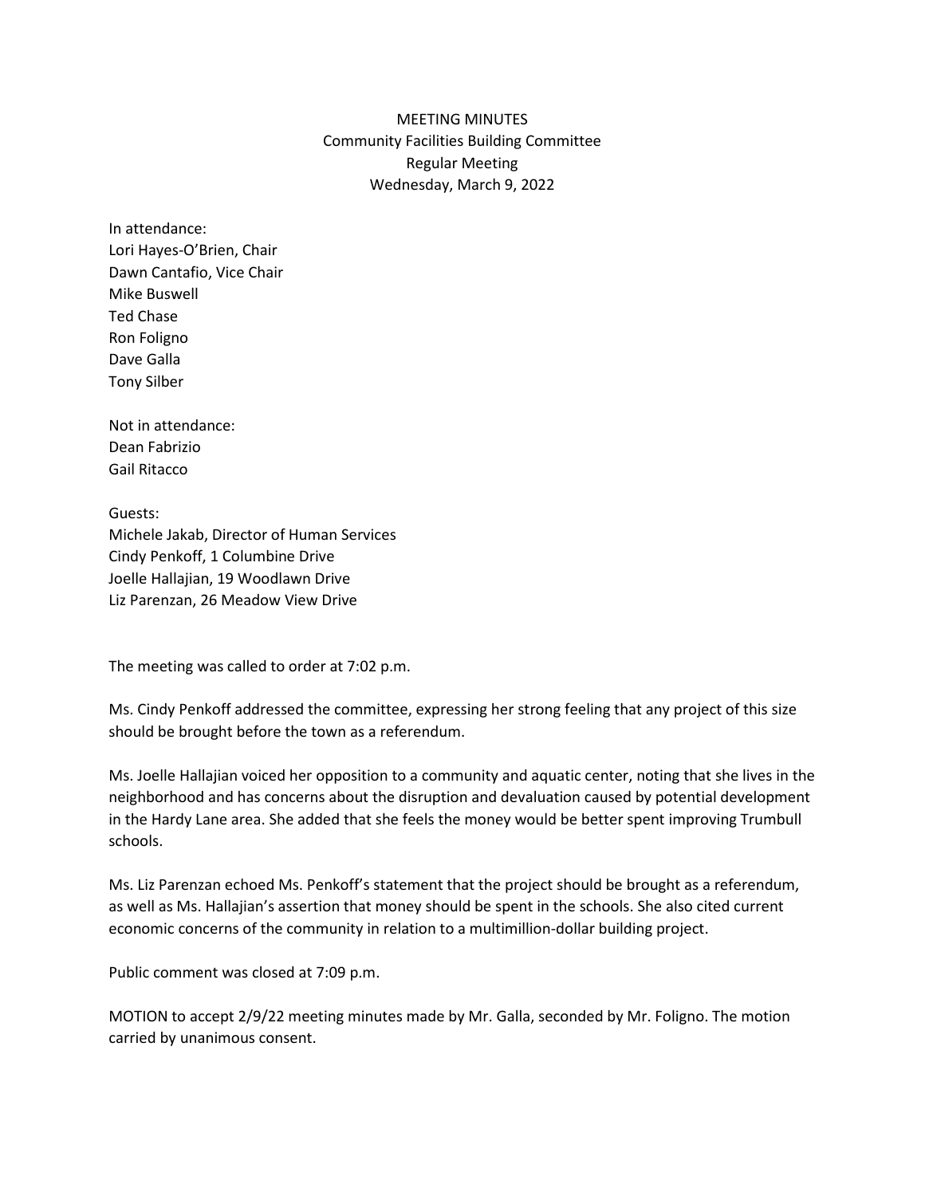# MEETING MINUTES
## Community Facilities Building Committee
### Regular Meeting
### Wednesday, March 9, 2022

In attendance:
Lori Hayes-O'Brien, Chair
Dawn Cantafio, Vice Chair
Mike Buswell
Ted Chase
Ron Foligno
Dave Galla
Tony Silber

Not in attendance:
Dean Fabrizio
Gail Ritacco

Guests:
Michele Jakab, Director of Human Services
Cindy Penkoff, 1 Columbine Drive
Joelle Hallajian, 19 Woodlawn Drive
Liz Parenzan, 26 Meadow View Drive

The meeting was called to order at 7:02 p.m.

Ms. Cindy Penkoff addressed the committee, expressing her strong feeling that any project of this size should be brought before the town as a referendum.

Ms. Joelle Hallajian voiced her opposition to a community and aquatic center, noting that she lives in the neighborhood and has concerns about the disruption and devaluation caused by potential development in the Hardy Lane area. She added that she feels the money would be better spent improving Trumbull schools.

Ms. Liz Parenzan echoed Ms. Penkoff's statement that the project should be brought as a referendum, as well as Ms. Hallajian's assertion that money should be spent in the schools. She also cited current economic concerns of the community in relation to a multimillion-dollar building project.

Public comment was closed at 7:09 p.m.

MOTION to accept 2/9/22 meeting minutes made by Mr. Galla, seconded by Mr. Foligno. The motion carried by unanimous consent.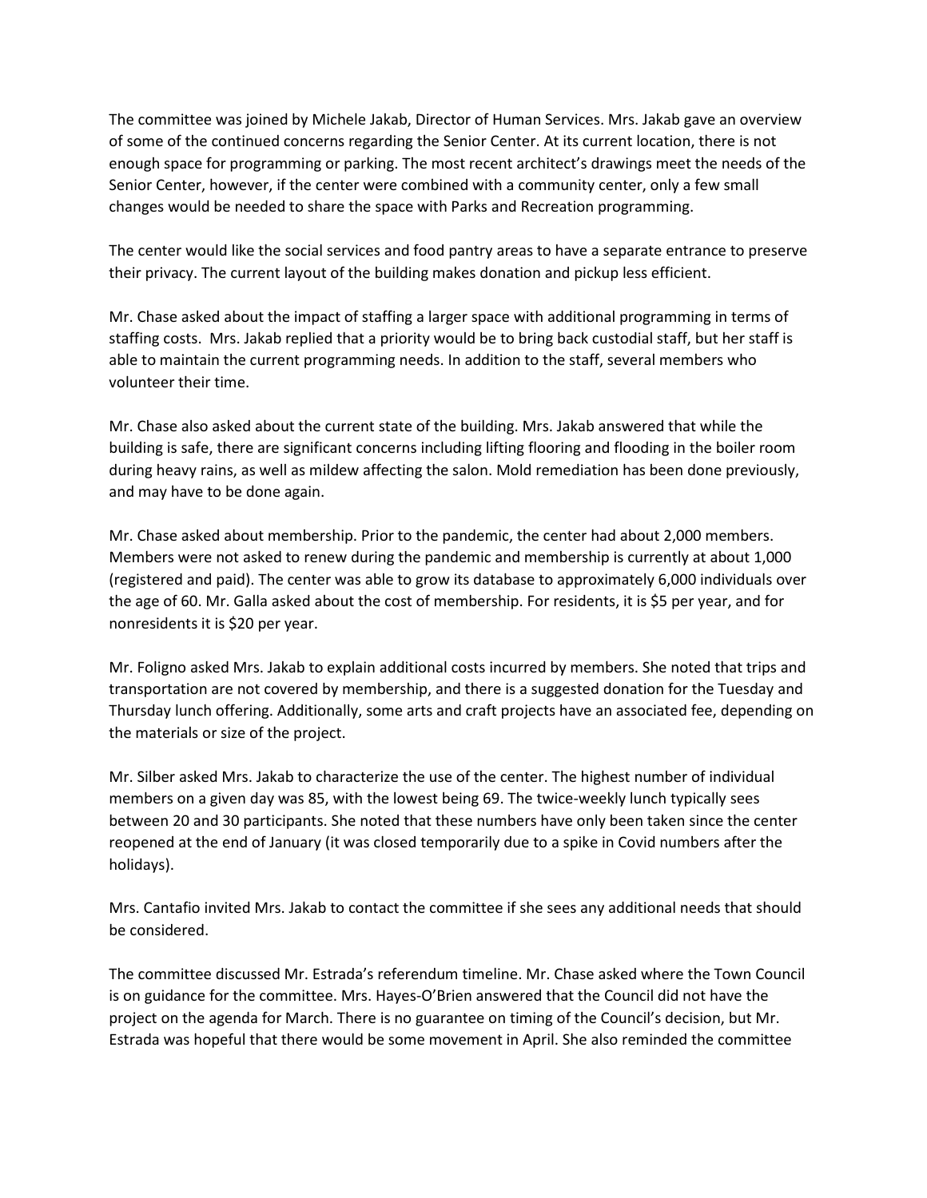The committee was joined by Michele Jakab, Director of Human Services. Mrs. Jakab gave an overview of some of the continued concerns regarding the Senior Center. At its current location, there is not enough space for programming or parking. The most recent architect's drawings meet the needs of the Senior Center, however, if the center were combined with a community center, only a few small changes would be needed to share the space with Parks and Recreation programming.

The center would like the social services and food pantry areas to have a separate entrance to preserve their privacy. The current layout of the building makes donation and pickup less efficient.

Mr. Chase asked about the impact of staffing a larger space with additional programming in terms of staffing costs. Mrs. Jakab replied that a priority would be to bring back custodial staff, but her staff is able to maintain the current programming needs. In addition to the staff, several members who volunteer their time.

Mr. Chase also asked about the current state of the building. Mrs. Jakab answered that while the building is safe, there are significant concerns including lifting flooring and flooding in the boiler room during heavy rains, as well as mildew affecting the salon. Mold remediation has been done previously, and may have to be done again.

Mr. Chase asked about membership. Prior to the pandemic, the center had about 2,000 members. Members were not asked to renew during the pandemic and membership is currently at about 1,000 (registered and paid). The center was able to grow its database to approximately 6,000 individuals over the age of 60. Mr. Galla asked about the cost of membership. For residents, it is $5 per year, and for nonresidents it is $20 per year.

Mr. Foligno asked Mrs. Jakab to explain additional costs incurred by members. She noted that trips and transportation are not covered by membership, and there is a suggested donation for the Tuesday and Thursday lunch offering. Additionally, some arts and craft projects have an associated fee, depending on the materials or size of the project.

Mr. Silber asked Mrs. Jakab to characterize the use of the center. The highest number of individual members on a given day was 85, with the lowest being 69. The twice-weekly lunch typically sees between 20 and 30 participants. She noted that these numbers have only been taken since the center reopened at the end of January (it was closed temporarily due to a spike in Covid numbers after the holidays).

Mrs. Cantafio invited Mrs. Jakab to contact the committee if she sees any additional needs that should be considered.

The committee discussed Mr. Estrada's referendum timeline. Mr. Chase asked where the Town Council is on guidance for the committee. Mrs. Hayes-O'Brien answered that the Council did not have the project on the agenda for March. There is no guarantee on timing of the Council's decision, but Mr. Estrada was hopeful that there would be some movement in April. She also reminded the committee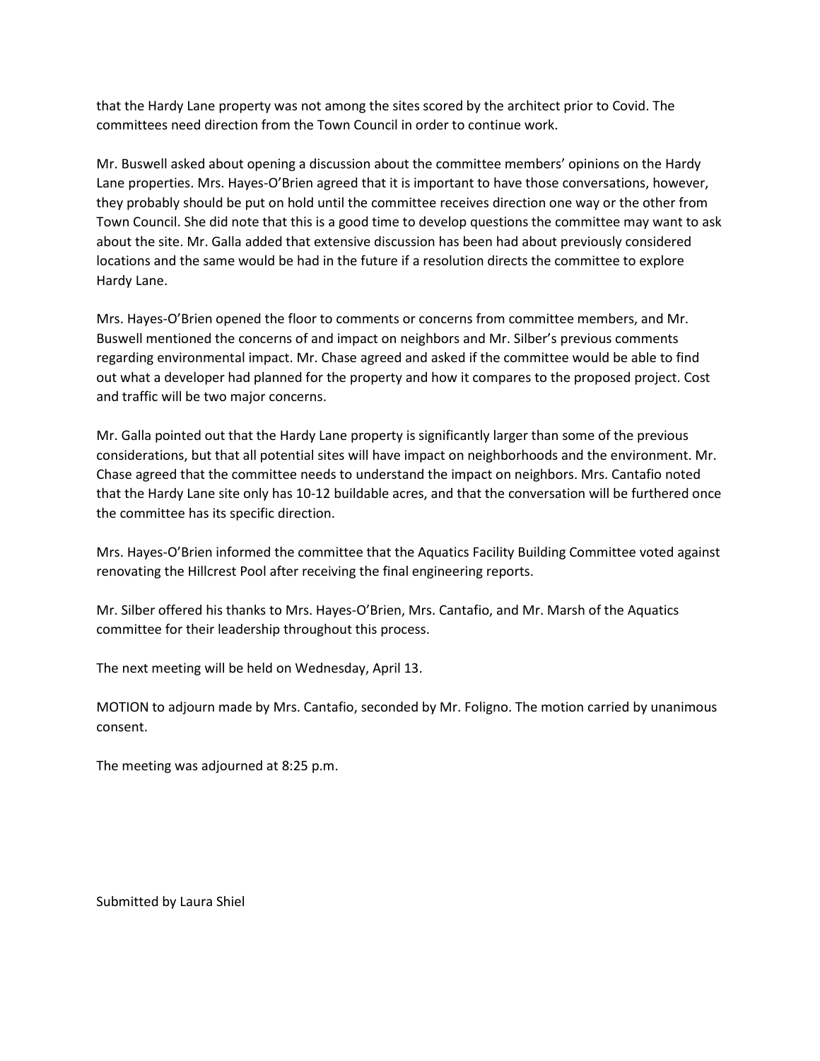that the Hardy Lane property was not among the sites scored by the architect prior to Covid. The committees need direction from the Town Council in order to continue work.

Mr. Buswell asked about opening a discussion about the committee members' opinions on the Hardy Lane properties. Mrs. Hayes-O'Brien agreed that it is important to have those conversations, however, they probably should be put on hold until the committee receives direction one way or the other from Town Council. She did note that this is a good time to develop questions the committee may want to ask about the site. Mr. Galla added that extensive discussion has been had about previously considered locations and the same would be had in the future if a resolution directs the committee to explore Hardy Lane.

Mrs. Hayes-O'Brien opened the floor to comments or concerns from committee members, and Mr. Buswell mentioned the concerns of and impact on neighbors and Mr. Silber's previous comments regarding environmental impact. Mr. Chase agreed and asked if the committee would be able to find out what a developer had planned for the property and how it compares to the proposed project. Cost and traffic will be two major concerns.

Mr. Galla pointed out that the Hardy Lane property is significantly larger than some of the previous considerations, but that all potential sites will have impact on neighborhoods and the environment. Mr. Chase agreed that the committee needs to understand the impact on neighbors. Mrs. Cantafio noted that the Hardy Lane site only has 10-12 buildable acres, and that the conversation will be furthered once the committee has its specific direction.

Mrs. Hayes-O'Brien informed the committee that the Aquatics Facility Building Committee voted against renovating the Hillcrest Pool after receiving the final engineering reports.

Mr. Silber offered his thanks to Mrs. Hayes-O'Brien, Mrs. Cantafio, and Mr. Marsh of the Aquatics committee for their leadership throughout this process.

The next meeting will be held on Wednesday, April 13.

MOTION to adjourn made by Mrs. Cantafio, seconded by Mr. Foligno. The motion carried by unanimous consent.

The meeting was adjourned at 8:25 p.m.

Submitted by Laura Shiel